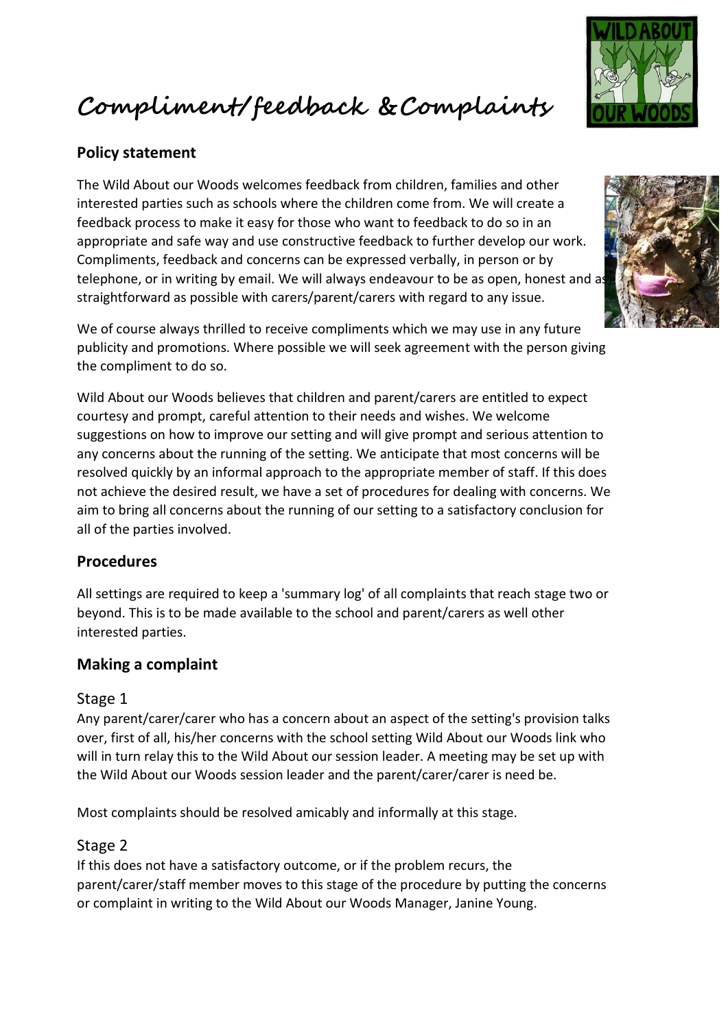# Compliment/feedback & Complaints

## Policy statement

The Wild About our Woods welcomes feedback from children, families and other interested parties such as schools where the children come from. We will create a feedback process to make it easy for those who want to feedback to do so in an appropriate and safe way and use constructive feedback to further develop our work. Compliments, feedback and concerns can be expressed verbally, in person or by telephone, or in writing by email. We will always endeavour to be as open, honest and as straightforward as possible with carers/parent/carers with regard to any issue.

We of course always thrilled to receive compliments which we may use in any future publicity and promotions. Where possible we will seek agreement with the person giving the compliment to do so.

Wild About our Woods believes that children and parent/carers are entitled to expect courtesy and prompt, careful attention to their needs and wishes. We welcome suggestions on how to improve our setting and will give prompt and serious attention to any concerns about the running of the setting. We anticipate that most concerns will be resolved quickly by an informal approach to the appropriate member of staff. If this does not achieve the desired result, we have a set of procedures for dealing with concerns. We aim to bring all concerns about the running of our setting to a satisfactory conclusion for all of the parties involved.

## Procedures

All settings are required to keep a 'summary log' of all complaints that reach stage two or beyond. This is to be made available to the school and parent/carers as well other interested parties.

## Making a complaint

### Stage 1

Any parent/carer/carer who has a concern about an aspect of the setting's provision talks over, first of all, his/her concerns with the school setting Wild About our Woods link who will in turn relay this to the Wild About our session leader. A meeting may be set up with the Wild About our Woods session leader and the parent/carer/carer is need be.

Most complaints should be resolved amicably and informally at this stage.

### Stage 2

If this does not have a satisfactory outcome, or if the problem recurs, the parent/carer/staff member moves to this stage of the procedure by putting the concerns or complaint in writing to the Wild About our Woods Manager, Janine Young.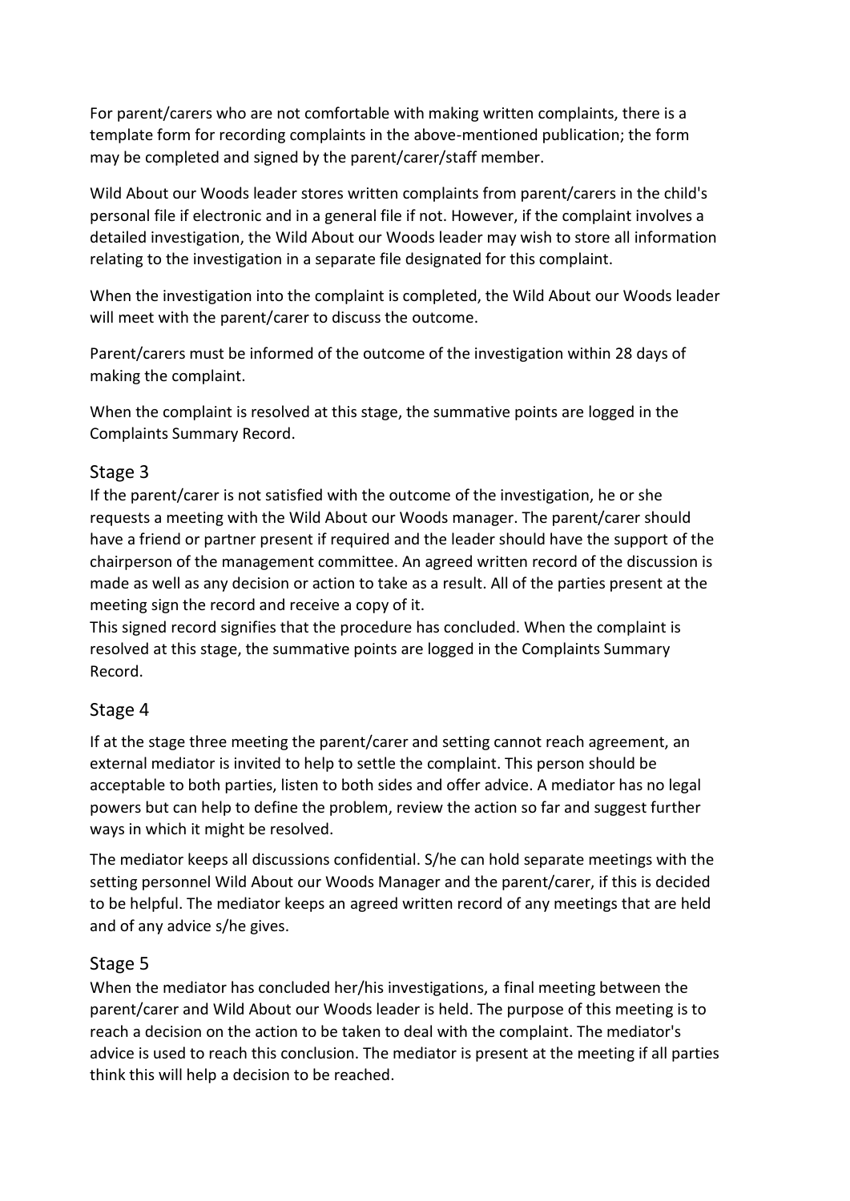For parent/carers who are not comfortable with making written complaints, there is a template form for recording complaints in the above-mentioned publication; the form may be completed and signed by the parent/carer/staff member.

Wild About our Woods leader stores written complaints from parent/carers in the child's personal file if electronic and in a general file if not. However, if the complaint involves a detailed investigation, the Wild About our Woods leader may wish to store all information relating to the investigation in a separate file designated for this complaint.

When the investigation into the complaint is completed, the Wild About our Woods leader will meet with the parent/carer to discuss the outcome.

Parent/carers must be informed of the outcome of the investigation within 28 days of making the complaint.

When the complaint is resolved at this stage, the summative points are logged in the Complaints Summary Record.

## Stage 3

If the parent/carer is not satisfied with the outcome of the investigation, he or she requests a meeting with the Wild About our Woods manager. The parent/carer should have a friend or partner present if required and the leader should have the support of the chairperson of the management committee. An agreed written record of the discussion is made as well as any decision or action to take as a result. All of the parties present at the meeting sign the record and receive a copy of it.
This signed record signifies that the procedure has concluded. When the complaint is resolved at this stage, the summative points are logged in the Complaints Summary Record.

## Stage 4

If at the stage three meeting the parent/carer and setting cannot reach agreement, an external mediator is invited to help to settle the complaint. This person should be acceptable to both parties, listen to both sides and offer advice. A mediator has no legal powers but can help to define the problem, review the action so far and suggest further ways in which it might be resolved.

The mediator keeps all discussions confidential. S/he can hold separate meetings with the setting personnel Wild About our Woods Manager and the parent/carer, if this is decided to be helpful. The mediator keeps an agreed written record of any meetings that are held and of any advice s/he gives.

## Stage 5

When the mediator has concluded her/his investigations, a final meeting between the parent/carer and Wild About our Woods leader is held. The purpose of this meeting is to reach a decision on the action to be taken to deal with the complaint. The mediator's advice is used to reach this conclusion. The mediator is present at the meeting if all parties think this will help a decision to be reached.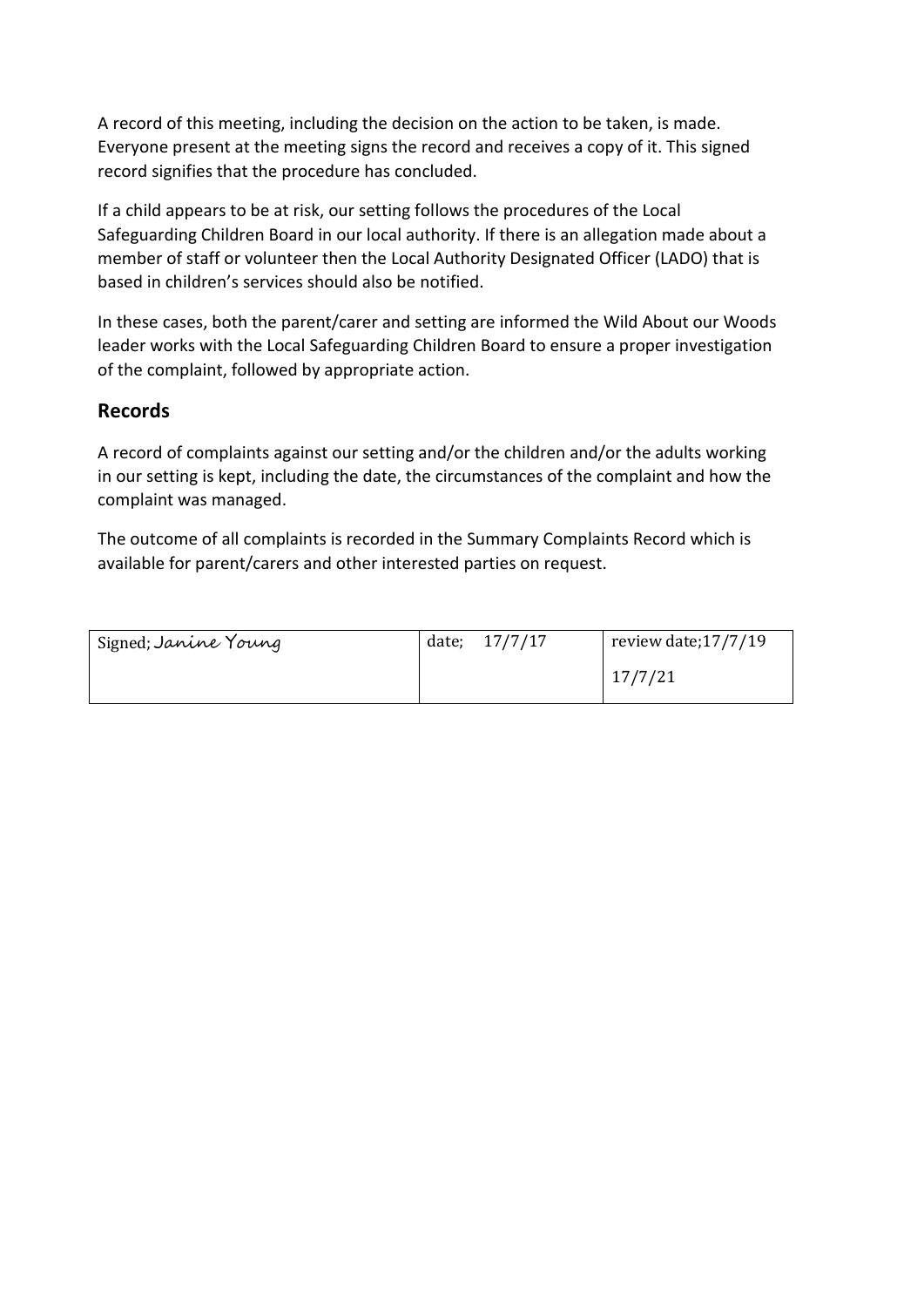A record of this meeting, including the decision on the action to be taken, is made. Everyone present at the meeting signs the record and receives a copy of it. This signed record signifies that the procedure has concluded.

If a child appears to be at risk, our setting follows the procedures of the Local Safeguarding Children Board in our local authority. If there is an allegation made about a member of staff or volunteer then the Local Authority Designated Officer (LADO) that is based in children's services should also be notified.

In these cases, both the parent/carer and setting are informed the Wild About our Woods leader works with the Local Safeguarding Children Board to ensure a proper investigation of the complaint, followed by appropriate action.

## Records

A record of complaints against our setting and/or the children and/or the adults working in our setting is kept, including the date, the circumstances of the complaint and how the complaint was managed.

The outcome of all complaints is recorded in the Summary Complaints Record which is available for parent/carers and other interested parties on request.

| | | |
|---|---|---|
| Signed; Janine Young | date; 17/7/17 | review date;17/7/19<br>17/7/21 |